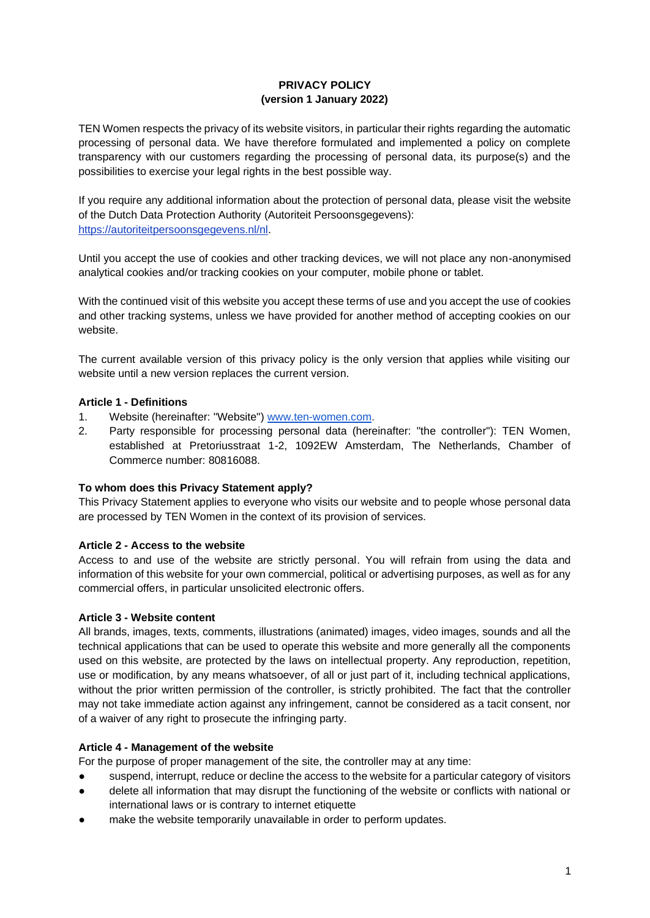# PRIVACY POLICY
**(version 1 January 2022)**

TEN Women respects the privacy of its website visitors, in particular their rights regarding the automatic processing of personal data. We have therefore formulated and implemented a policy on complete transparency with our customers regarding the processing of personal data, its purpose(s) and the possibilities to exercise your legal rights in the best possible way.

If you require any additional information about the protection of personal data, please visit the website of the Dutch Data Protection Authority (Autoriteit Persoonsgegevens): [https://autoriteitpersoonsgegevens.nl/nl](https://autoriteitpersoonsgegevens.nl/nl).

Until you accept the use of cookies and other tracking devices, we will not place any non-anonymised analytical cookies and/or tracking cookies on your computer, mobile phone or tablet.

With the continued visit of this website you accept these terms of use and you accept the use of cookies and other tracking systems, unless we have provided for another method of accepting cookies on our website.

The current available version of this privacy policy is the only version that applies while visiting our website until a new version replaces the current version.

### Article 1 - Definitions

1. Website (hereinafter: "Website") [www.ten-women.com](http://www.ten-women.com).
2. Party responsible for processing personal data (hereinafter: "the controller"): TEN Women, established at Pretoriusstraat 1-2, 1092EW Amsterdam, The Netherlands, Chamber of Commerce number: 80816088.

### To whom does this Privacy Statement apply?

This Privacy Statement applies to everyone who visits our website and to people whose personal data are processed by TEN Women in the context of its provision of services.

### Article 2 - Access to the website

Access to and use of the website are strictly personal. You will refrain from using the data and information of this website for your own commercial, political or advertising purposes, as well as for any commercial offers, in particular unsolicited electronic offers.

### Article 3 - Website content

All brands, images, texts, comments, illustrations (animated) images, video images, sounds and all the technical applications that can be used to operate this website and more generally all the components used on this website, are protected by the laws on intellectual property. Any reproduction, repetition, use or modification, by any means whatsoever, of all or just part of it, including technical applications, without the prior written permission of the controller, is strictly prohibited. The fact that the controller may not take immediate action against any infringement, cannot be considered as a tacit consent, nor of a waiver of any right to prosecute the infringing party.

### Article 4 - Management of the website

For the purpose of proper management of the site, the controller may at any time:

- suspend, interrupt, reduce or decline the access to the website for a particular category of visitors
- delete all information that may disrupt the functioning of the website or conflicts with national or international laws or is contrary to internet etiquette
- make the website temporarily unavailable in order to perform updates.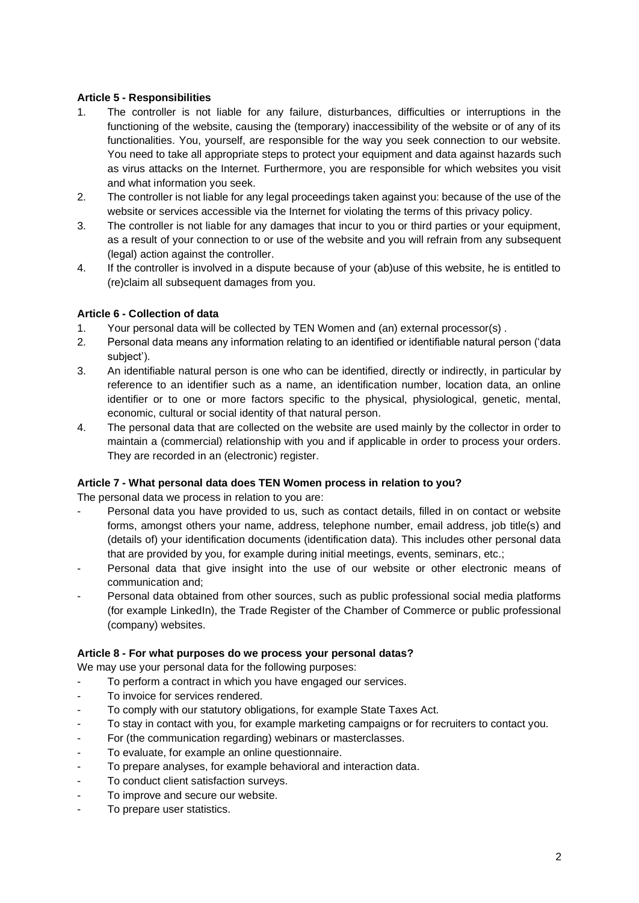**Article 5 - Responsibilities**

1. The controller is not liable for any failure, disturbances, difficulties or interruptions in the functioning of the website, causing the (temporary) inaccessibility of the website or of any of its functionalities. You, yourself, are responsible for the way you seek connection to our website. You need to take all appropriate steps to protect your equipment and data against hazards such as virus attacks on the Internet. Furthermore, you are responsible for which websites you visit and what information you seek.
2. The controller is not liable for any legal proceedings taken against you: because of the use of the website or services accessible via the Internet for violating the terms of this privacy policy.
3. The controller is not liable for any damages that incur to you or third parties or your equipment, as a result of your connection to or use of the website and you will refrain from any subsequent (legal) action against the controller.
4. If the controller is involved in a dispute because of your (ab)use of this website, he is entitled to (re)claim all subsequent damages from you.

**Article 6 - Collection of data**

1. Your personal data will be collected by TEN Women and (an) external processor(s) .
2. Personal data means any information relating to an identified or identifiable natural person ('data subject').
3. An identifiable natural person is one who can be identified, directly or indirectly, in particular by reference to an identifier such as a name, an identification number, location data, an online identifier or to one or more factors specific to the physical, physiological, genetic, mental, economic, cultural or social identity of that natural person.
4. The personal data that are collected on the website are used mainly by the collector in order to maintain a (commercial) relationship with you and if applicable in order to process your orders. They are recorded in an (electronic) register.

**Article 7 - What personal data does TEN Women process in relation to you?**

The personal data we process in relation to you are:

- Personal data you have provided to us, such as contact details, filled in on contact or website forms, amongst others your name, address, telephone number, email address, job title(s) and (details of) your identification documents (identification data). This includes other personal data that are provided by you, for example during initial meetings, events, seminars, etc.;
- Personal data that give insight into the use of our website or other electronic means of communication and;
- Personal data obtained from other sources, such as public professional social media platforms (for example LinkedIn), the Trade Register of the Chamber of Commerce or public professional (company) websites.

**Article 8 - For what purposes do we process your personal datas?**

We may use your personal data for the following purposes:

- To perform a contract in which you have engaged our services.
- To invoice for services rendered.
- To comply with our statutory obligations, for example State Taxes Act.
- To stay in contact with you, for example marketing campaigns or for recruiters to contact you.
- For (the communication regarding) webinars or masterclasses.
- To evaluate, for example an online questionnaire.
- To prepare analyses, for example behavioral and interaction data.
- To conduct client satisfaction surveys.
- To improve and secure our website.
- To prepare user statistics.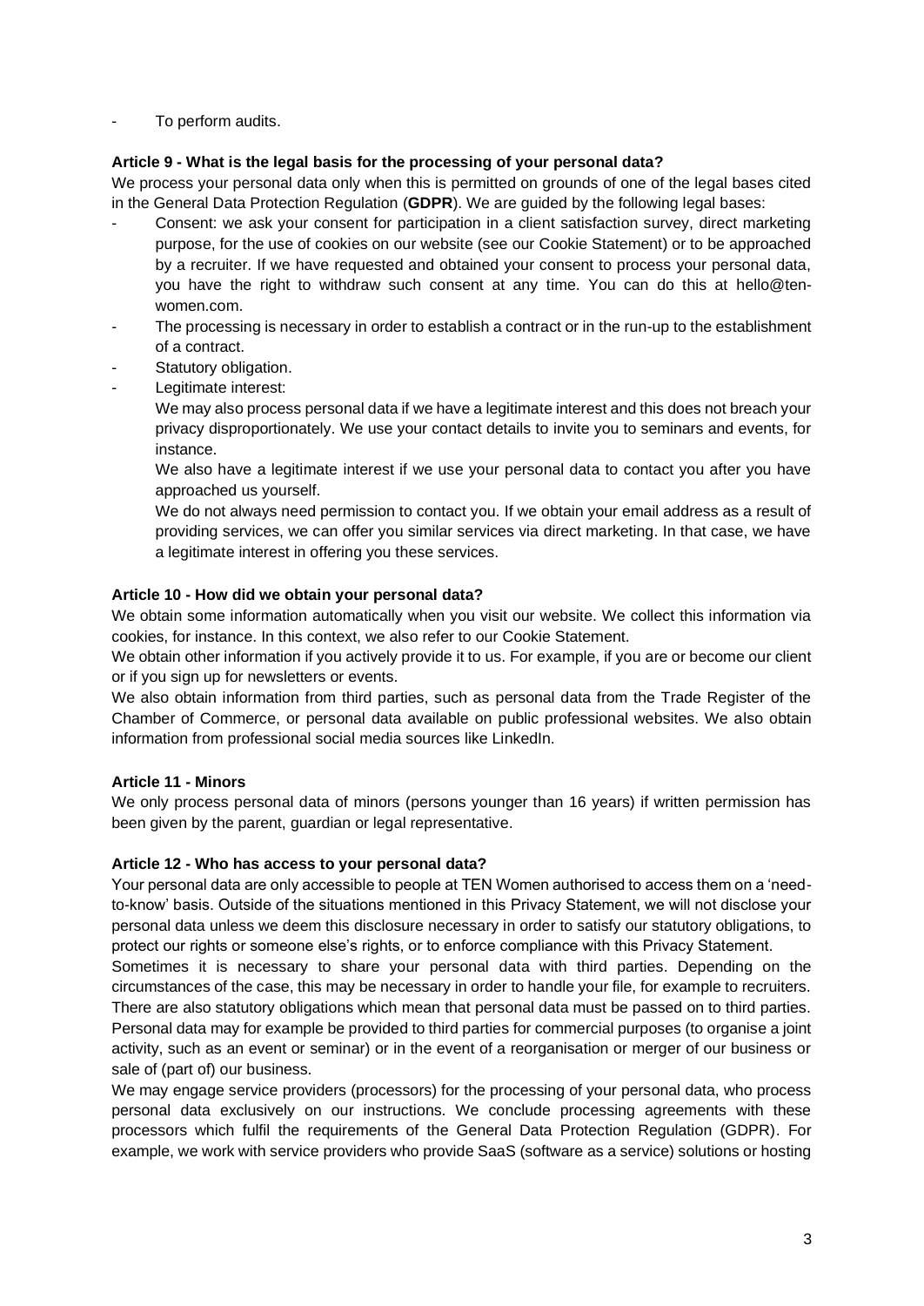- To perform audits.

**Article 9 - What is the legal basis for the processing of your personal data?**

We process your personal data only when this is permitted on grounds of one of the legal bases cited in the General Data Protection Regulation (**GDPR**). We are guided by the following legal bases:

- Consent: we ask your consent for participation in a client satisfaction survey, direct marketing purpose, for the use of cookies on our website (see our Cookie Statement) or to be approached by a recruiter. If we have requested and obtained your consent to process your personal data, you have the right to withdraw such consent at any time. You can do this at hello@ten-women.com.
- The processing is necessary in order to establish a contract or in the run-up to the establishment of a contract.
- Statutory obligation.
- Legitimate interest:

  We may also process personal data if we have a legitimate interest and this does not breach your privacy disproportionately. We use your contact details to invite you to seminars and events, for instance.

  We also have a legitimate interest if we use your personal data to contact you after you have approached us yourself.

  We do not always need permission to contact you. If we obtain your email address as a result of providing services, we can offer you similar services via direct marketing. In that case, we have a legitimate interest in offering you these services.

**Article 10 - How did we obtain your personal data?**

We obtain some information automatically when you visit our website. We collect this information via cookies, for instance. In this context, we also refer to our Cookie Statement.

We obtain other information if you actively provide it to us. For example, if you are or become our client or if you sign up for newsletters or events.

We also obtain information from third parties, such as personal data from the Trade Register of the Chamber of Commerce, or personal data available on public professional websites. We also obtain information from professional social media sources like LinkedIn.

**Article 11 - Minors**

We only process personal data of minors (persons younger than 16 years) if written permission has been given by the parent, guardian or legal representative.

**Article 12 - Who has access to your personal data?**

Your personal data are only accessible to people at TEN Women authorised to access them on a 'need-to-know' basis. Outside of the situations mentioned in this Privacy Statement, we will not disclose your personal data unless we deem this disclosure necessary in order to satisfy our statutory obligations, to protect our rights or someone else's rights, or to enforce compliance with this Privacy Statement.

Sometimes it is necessary to share your personal data with third parties. Depending on the circumstances of the case, this may be necessary in order to handle your file, for example to recruiters. There are also statutory obligations which mean that personal data must be passed on to third parties. Personal data may for example be provided to third parties for commercial purposes (to organise a joint activity, such as an event or seminar) or in the event of a reorganisation or merger of our business or sale of (part of) our business.

We may engage service providers (processors) for the processing of your personal data, who process personal data exclusively on our instructions. We conclude processing agreements with these processors which fulfil the requirements of the General Data Protection Regulation (GDPR). For example, we work with service providers who provide SaaS (software as a service) solutions or hosting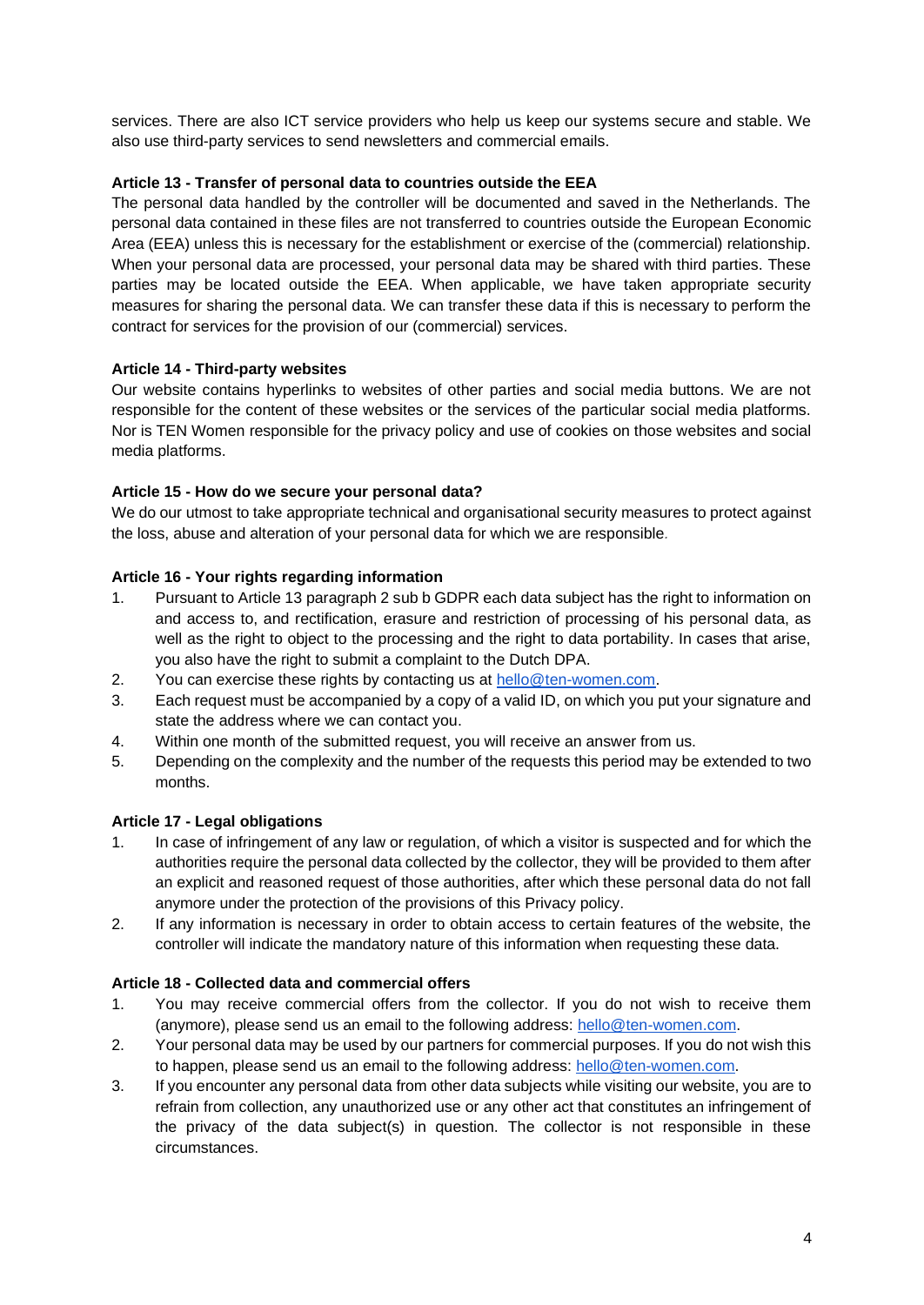services. There are also ICT service providers who help us keep our systems secure and stable. We also use third-party services to send newsletters and commercial emails.

**Article 13 - Transfer of personal data to countries outside the EEA**

The personal data handled by the controller will be documented and saved in the Netherlands. The personal data contained in these files are not transferred to countries outside the European Economic Area (EEA) unless this is necessary for the establishment or exercise of the (commercial) relationship. When your personal data are processed, your personal data may be shared with third parties. These parties may be located outside the EEA. When applicable, we have taken appropriate security measures for sharing the personal data. We can transfer these data if this is necessary to perform the contract for services for the provision of our (commercial) services.

**Article 14 - Third-party websites**

Our website contains hyperlinks to websites of other parties and social media buttons. We are not responsible for the content of these websites or the services of the particular social media platforms. Nor is TEN Women responsible for the privacy policy and use of cookies on those websites and social media platforms.

**Article 15 - How do we secure your personal data?**

We do our utmost to take appropriate technical and organisational security measures to protect against the loss, abuse and alteration of your personal data for which we are responsible.

**Article 16 - Your rights regarding information**

1. Pursuant to Article 13 paragraph 2 sub b GDPR each data subject has the right to information on and access to, and rectification, erasure and restriction of processing of his personal data, as well as the right to object to the processing and the right to data portability. In cases that arise, you also have the right to submit a complaint to the Dutch DPA.
2. You can exercise these rights by contacting us at hello@ten-women.com.
3. Each request must be accompanied by a copy of a valid ID, on which you put your signature and state the address where we can contact you.
4. Within one month of the submitted request, you will receive an answer from us.
5. Depending on the complexity and the number of the requests this period may be extended to two months.

**Article 17 - Legal obligations**

1. In case of infringement of any law or regulation, of which a visitor is suspected and for which the authorities require the personal data collected by the collector, they will be provided to them after an explicit and reasoned request of those authorities, after which these personal data do not fall anymore under the protection of the provisions of this Privacy policy.
2. If any information is necessary in order to obtain access to certain features of the website, the controller will indicate the mandatory nature of this information when requesting these data.

**Article 18 - Collected data and commercial offers**

1. You may receive commercial offers from the collector. If you do not wish to receive them (anymore), please send us an email to the following address: hello@ten-women.com.
2. Your personal data may be used by our partners for commercial purposes. If you do not wish this to happen, please send us an email to the following address: hello@ten-women.com.
3. If you encounter any personal data from other data subjects while visiting our website, you are to refrain from collection, any unauthorized use or any other act that constitutes an infringement of the privacy of the data subject(s) in question. The collector is not responsible in these circumstances.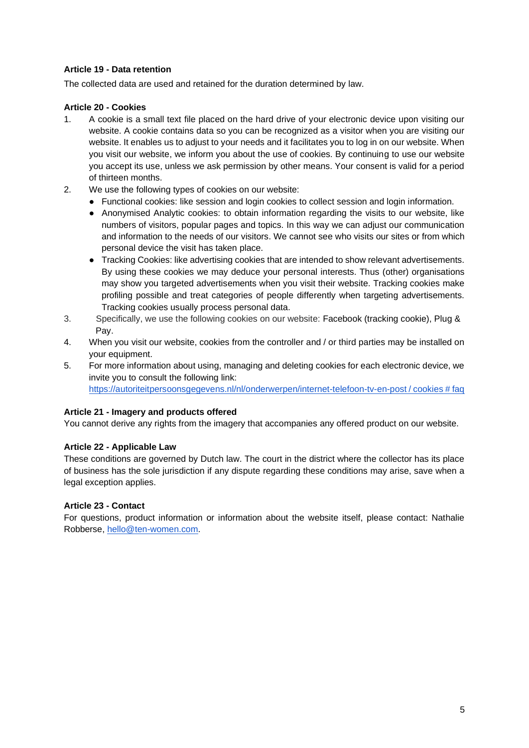**Article 19 - Data retention**

The collected data are used and retained for the duration determined by law.

**Article 20 - Cookies**

1. A cookie is a small text file placed on the hard drive of your electronic device upon visiting our website. A cookie contains data so you can be recognized as a visitor when you are visiting our website. It enables us to adjust to your needs and it facilitates you to log in on our website. When you visit our website, we inform you about the use of cookies. By continuing to use our website you accept its use, unless we ask permission by other means. Your consent is valid for a period of thirteen months.
2. We use the following types of cookies on our website:
   - Functional cookies: like session and login cookies to collect session and login information.
   - Anonymised Analytic cookies: to obtain information regarding the visits to our website, like numbers of visitors, popular pages and topics. In this way we can adjust our communication and information to the needs of our visitors. We cannot see who visits our sites or from which personal device the visit has taken place.
   - Tracking Cookies: like advertising cookies that are intended to show relevant advertisements. By using these cookies we may deduce your personal interests. Thus (other) organisations may show you targeted advertisements when you visit their website. Tracking cookies make profiling possible and treat categories of people differently when targeting advertisements. Tracking cookies usually process personal data.
3. Specifically, we use the following cookies on our website: Facebook (tracking cookie), Plug & Pay.
4. When you visit our website, cookies from the controller and / or third parties may be installed on your equipment.
5. For more information about using, managing and deleting cookies for each electronic device, we invite you to consult the following link: https://autoriteitpersoonsgegevens.nl/nl/onderwerpen/internet-telefoon-tv-en-post / cookies # faq

**Article 21 - Imagery and products offered**

You cannot derive any rights from the imagery that accompanies any offered product on our website.

**Article 22 - Applicable Law**

These conditions are governed by Dutch law. The court in the district where the collector has its place of business has the sole jurisdiction if any dispute regarding these conditions may arise, save when a legal exception applies.

**Article 23 - Contact**

For questions, product information or information about the website itself, please contact: Nathalie Robberse, hello@ten-women.com.